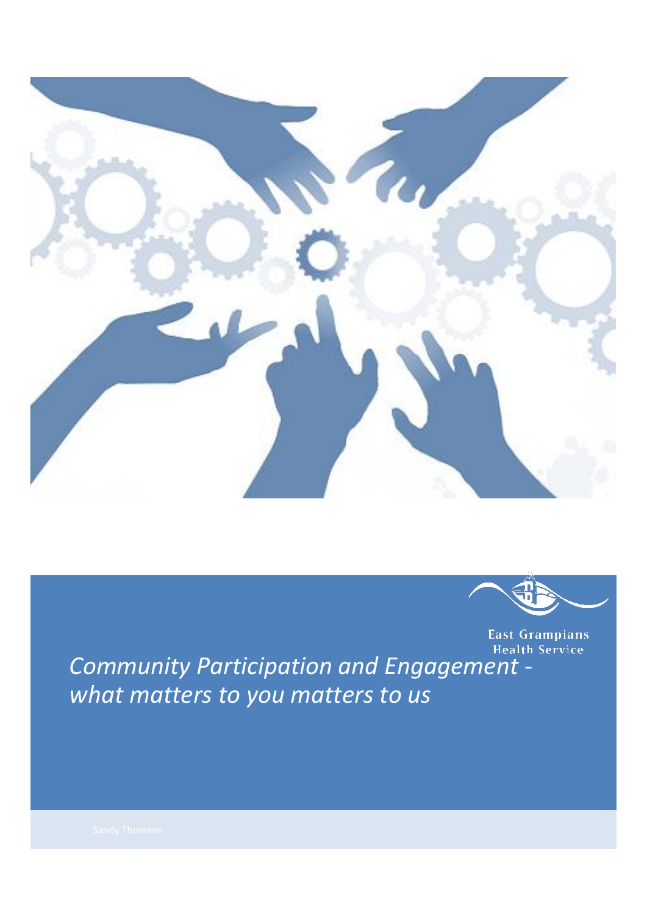East Grampians Health Service

# *Community Participation and Engagement - what matters to you matters to us*

Sandy Thomson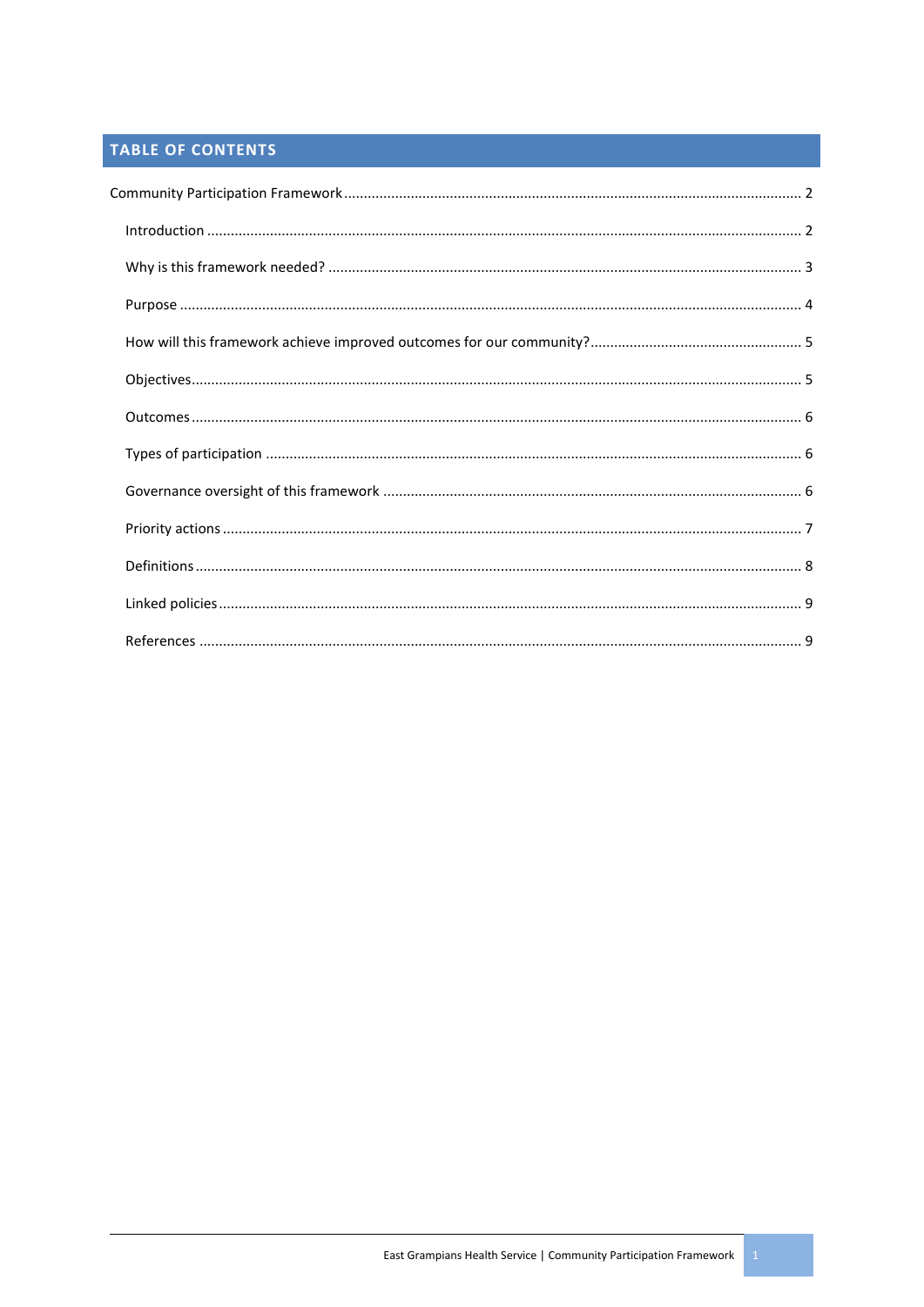## TABLE OF CONTENTS

Community Participation Framework ..... 2

- Introduction ..... 2
- Why is this framework needed? ..... 3
- Purpose ..... 4
- How will this framework achieve improved outcomes for our community? ..... 5
- Objectives ..... 5
- Outcomes ..... 6
- Types of participation ..... 6
- Governance oversight of this framework ..... 6
- Priority actions ..... 7
- Definitions ..... 8
- Linked policies ..... 9
- References ..... 9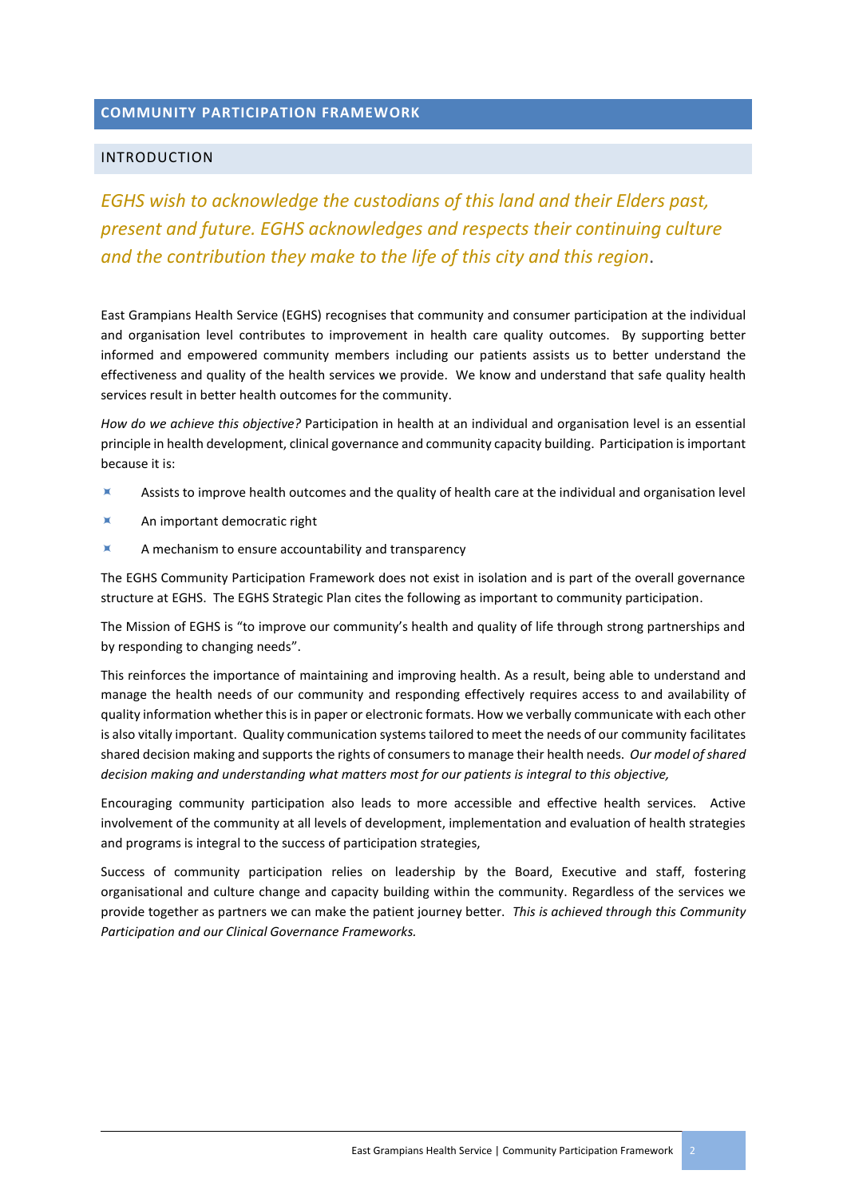# COMMUNITY PARTICIPATION FRAMEWORK

## INTRODUCTION

*EGHS wish to acknowledge the custodians of this land and their Elders past, present and future. EGHS acknowledges and respects their continuing culture and the contribution they make to the life of this city and this region*.

East Grampians Health Service (EGHS) recognises that community and consumer participation at the individual and organisation level contributes to improvement in health care quality outcomes. By supporting better informed and empowered community members including our patients assists us to better understand the effectiveness and quality of the health services we provide. We know and understand that safe quality health services result in better health outcomes for the community.

*How do we achieve this objective?* Participation in health at an individual and organisation level is an essential principle in health development, clinical governance and community capacity building. Participation is important because it is:

- Assists to improve health outcomes and the quality of health care at the individual and organisation level
- An important democratic right
- A mechanism to ensure accountability and transparency

The EGHS Community Participation Framework does not exist in isolation and is part of the overall governance structure at EGHS. The EGHS Strategic Plan cites the following as important to community participation.

The Mission of EGHS is "to improve our community's health and quality of life through strong partnerships and by responding to changing needs".

This reinforces the importance of maintaining and improving health. As a result, being able to understand and manage the health needs of our community and responding effectively requires access to and availability of quality information whether this is in paper or electronic formats. How we verbally communicate with each other is also vitally important. Quality communication systems tailored to meet the needs of our community facilitates shared decision making and supports the rights of consumers to manage their health needs. *Our model of shared decision making and understanding what matters most for our patients is integral to this objective,*

Encouraging community participation also leads to more accessible and effective health services. Active involvement of the community at all levels of development, implementation and evaluation of health strategies and programs is integral to the success of participation strategies,

Success of community participation relies on leadership by the Board, Executive and staff, fostering organisational and culture change and capacity building within the community. Regardless of the services we provide together as partners we can make the patient journey better. *This is achieved through this Community Participation and our Clinical Governance Frameworks.*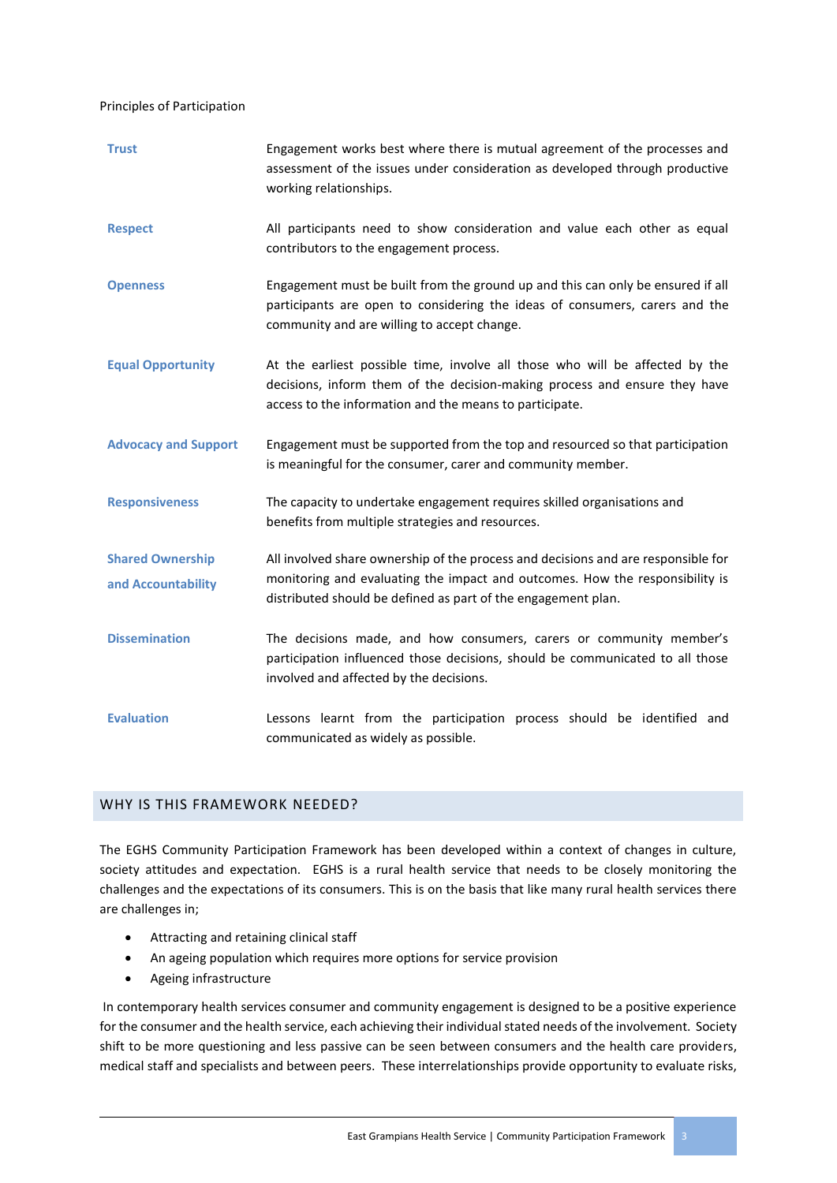Principles of Participation

| | |
|---|---|
| **Trust** | Engagement works best where there is mutual agreement of the processes and assessment of the issues under consideration as developed through productive working relationships. |
| **Respect** | All participants need to show consideration and value each other as equal contributors to the engagement process. |
| **Openness** | Engagement must be built from the ground up and this can only be ensured if all participants are open to considering the ideas of consumers, carers and the community and are willing to accept change. |
| **Equal Opportunity** | At the earliest possible time, involve all those who will be affected by the decisions, inform them of the decision-making process and ensure they have access to the information and the means to participate. |
| **Advocacy and Support** | Engagement must be supported from the top and resourced so that participation is meaningful for the consumer, carer and community member. |
| **Responsiveness** | The capacity to undertake engagement requires skilled organisations and benefits from multiple strategies and resources. |
| **Shared Ownership and Accountability** | All involved share ownership of the process and decisions and are responsible for monitoring and evaluating the impact and outcomes. How the responsibility is distributed should be defined as part of the engagement plan. |
| **Dissemination** | The decisions made, and how consumers, carers or community member's participation influenced those decisions, should be communicated to all those involved and affected by the decisions. |
| **Evaluation** | Lessons learnt from the participation process should be identified and communicated as widely as possible. |

## WHY IS THIS FRAMEWORK NEEDED?

The EGHS Community Participation Framework has been developed within a context of changes in culture, society attitudes and expectation. EGHS is a rural health service that needs to be closely monitoring the challenges and the expectations of its consumers. This is on the basis that like many rural health services there are challenges in;

- Attracting and retaining clinical staff
- An ageing population which requires more options for service provision
- Ageing infrastructure

In contemporary health services consumer and community engagement is designed to be a positive experience for the consumer and the health service, each achieving their individual stated needs of the involvement. Society shift to be more questioning and less passive can be seen between consumers and the health care providers, medical staff and specialists and between peers. These interrelationships provide opportunity to evaluate risks,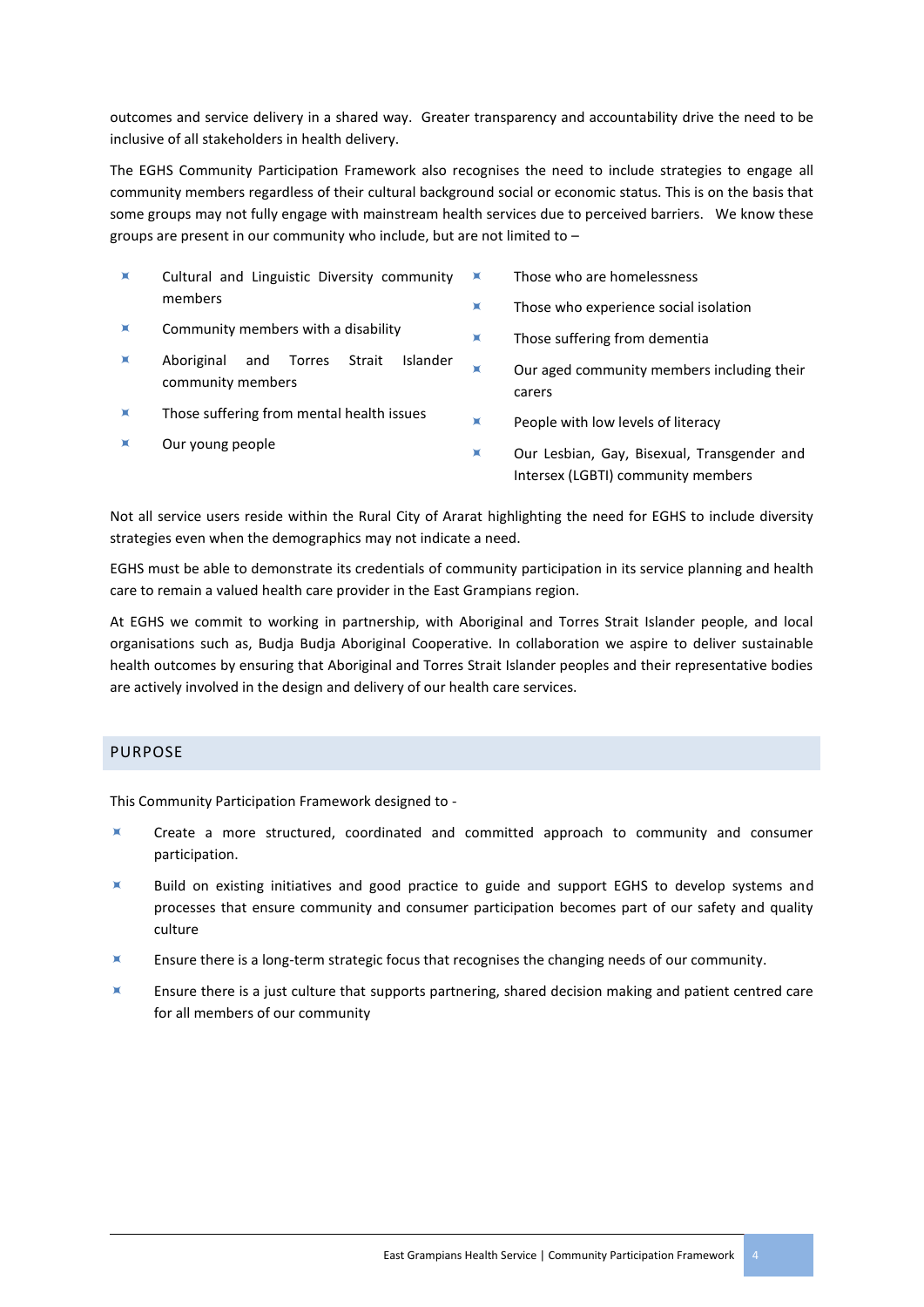outcomes and service delivery in a shared way. Greater transparency and accountability drive the need to be inclusive of all stakeholders in health delivery.

The EGHS Community Participation Framework also recognises the need to include strategies to engage all community members regardless of their cultural background social or economic status. This is on the basis that some groups may not fully engage with mainstream health services due to perceived barriers. We know these groups are present in our community who include, but are not limited to –

- Cultural and Linguistic Diversity community members
- Community members with a disability
- Aboriginal and Torres Strait Islander community members
- Those suffering from mental health issues
- Our young people
- Those who are homelessness
- Those who experience social isolation
- Those suffering from dementia
- Our aged community members including their carers
- People with low levels of literacy
- Our Lesbian, Gay, Bisexual, Transgender and Intersex (LGBTI) community members

Not all service users reside within the Rural City of Ararat highlighting the need for EGHS to include diversity strategies even when the demographics may not indicate a need.

EGHS must be able to demonstrate its credentials of community participation in its service planning and health care to remain a valued health care provider in the East Grampians region.

At EGHS we commit to working in partnership, with Aboriginal and Torres Strait Islander people, and local organisations such as, Budja Budja Aboriginal Cooperative. In collaboration we aspire to deliver sustainable health outcomes by ensuring that Aboriginal and Torres Strait Islander peoples and their representative bodies are actively involved in the design and delivery of our health care services.

## PURPOSE

This Community Participation Framework designed to -

- Create a more structured, coordinated and committed approach to community and consumer participation.
- Build on existing initiatives and good practice to guide and support EGHS to develop systems and processes that ensure community and consumer participation becomes part of our safety and quality culture
- Ensure there is a long-term strategic focus that recognises the changing needs of our community.
- Ensure there is a just culture that supports partnering, shared decision making and patient centred care for all members of our community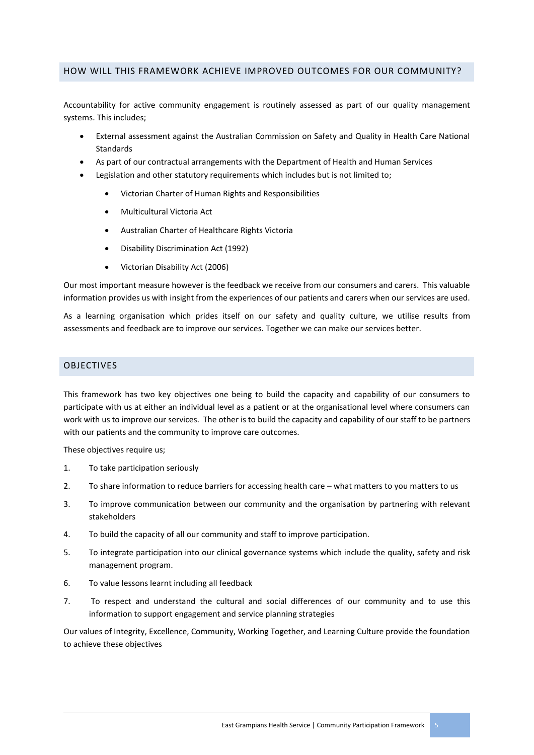## HOW WILL THIS FRAMEWORK ACHIEVE IMPROVED OUTCOMES FOR OUR COMMUNITY?

Accountability for active community engagement is routinely assessed as part of our quality management systems. This includes;

- External assessment against the Australian Commission on Safety and Quality in Health Care National Standards
- As part of our contractual arrangements with the Department of Health and Human Services
- Legislation and other statutory requirements which includes but is not limited to;
    - Victorian Charter of Human Rights and Responsibilities
    - Multicultural Victoria Act
    - Australian Charter of Healthcare Rights Victoria
    - Disability Discrimination Act (1992)
    - Victorian Disability Act (2006)

Our most important measure however is the feedback we receive from our consumers and carers. This valuable information provides us with insight from the experiences of our patients and carers when our services are used.

As a learning organisation which prides itself on our safety and quality culture, we utilise results from assessments and feedback are to improve our services. Together we can make our services better.

## OBJECTIVES

This framework has two key objectives one being to build the capacity and capability of our consumers to participate with us at either an individual level as a patient or at the organisational level where consumers can work with us to improve our services. The other is to build the capacity and capability of our staff to be partners with our patients and the community to improve care outcomes.

These objectives require us;

1. To take participation seriously
2. To share information to reduce barriers for accessing health care – what matters to you matters to us
3. To improve communication between our community and the organisation by partnering with relevant stakeholders
4. To build the capacity of all our community and staff to improve participation.
5. To integrate participation into our clinical governance systems which include the quality, safety and risk management program.
6. To value lessons learnt including all feedback
7. To respect and understand the cultural and social differences of our community and to use this information to support engagement and service planning strategies

Our values of Integrity, Excellence, Community, Working Together, and Learning Culture provide the foundation to achieve these objectives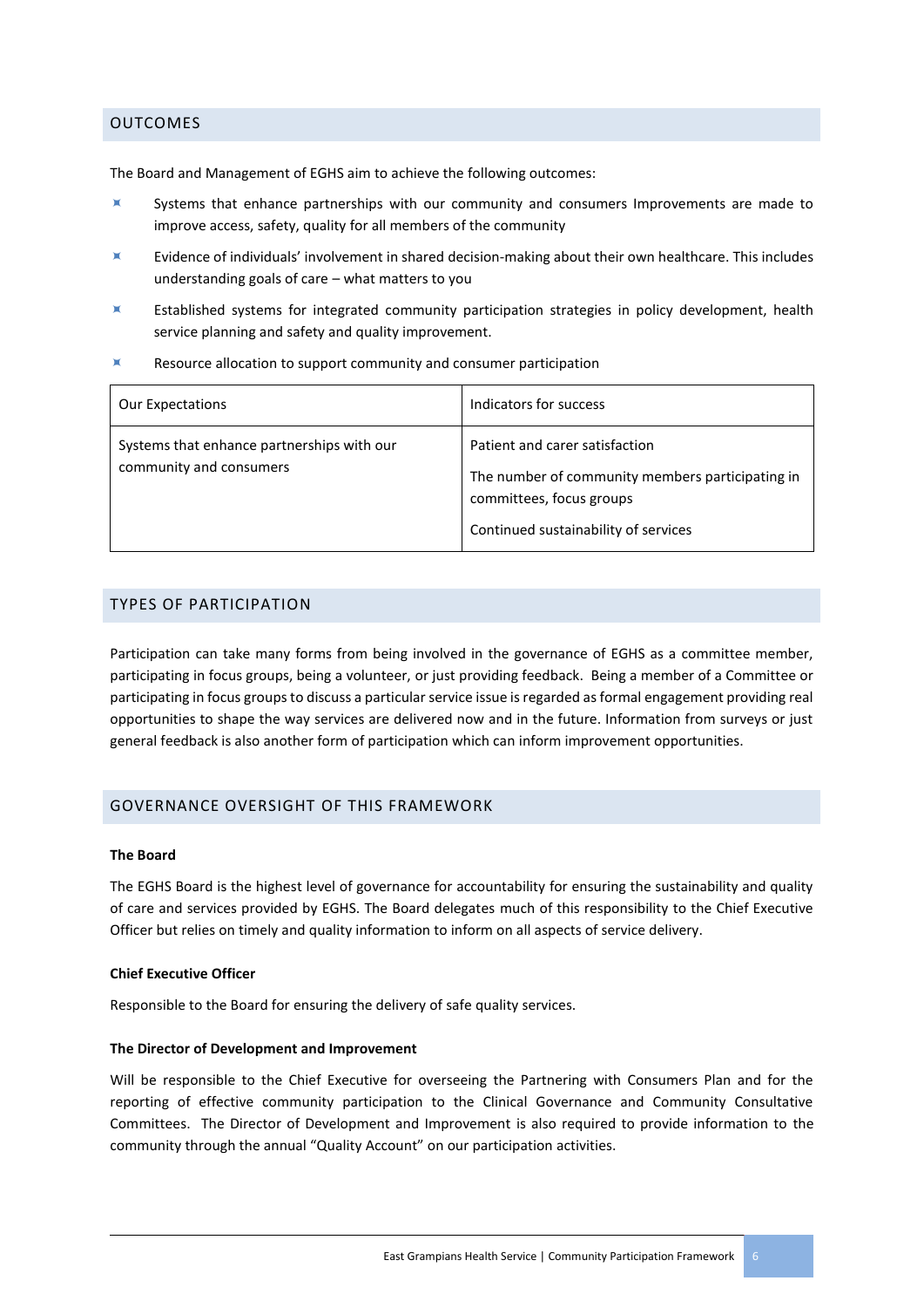## OUTCOMES

The Board and Management of EGHS aim to achieve the following outcomes:

- Systems that enhance partnerships with our community and consumers Improvements are made to improve access, safety, quality for all members of the community
- Evidence of individuals' involvement in shared decision-making about their own healthcare. This includes understanding goals of care – what matters to you
- Established systems for integrated community participation strategies in policy development, health service planning and safety and quality improvement.
- Resource allocation to support community and consumer participation

| Our Expectations | Indicators for success |
|---|---|
| Systems that enhance partnerships with our community and consumers | Patient and carer satisfaction<br><br>The number of community members participating in committees, focus groups<br><br>Continued sustainability of services |

## TYPES OF PARTICIPATION

Participation can take many forms from being involved in the governance of EGHS as a committee member, participating in focus groups, being a volunteer, or just providing feedback. Being a member of a Committee or participating in focus groups to discuss a particular service issue is regarded as formal engagement providing real opportunities to shape the way services are delivered now and in the future. Information from surveys or just general feedback is also another form of participation which can inform improvement opportunities.

## GOVERNANCE OVERSIGHT OF THIS FRAMEWORK

**The Board**

The EGHS Board is the highest level of governance for accountability for ensuring the sustainability and quality of care and services provided by EGHS. The Board delegates much of this responsibility to the Chief Executive Officer but relies on timely and quality information to inform on all aspects of service delivery.

**Chief Executive Officer**

Responsible to the Board for ensuring the delivery of safe quality services.

**The Director of Development and Improvement**

Will be responsible to the Chief Executive for overseeing the Partnering with Consumers Plan and for the reporting of effective community participation to the Clinical Governance and Community Consultative Committees. The Director of Development and Improvement is also required to provide information to the community through the annual "Quality Account" on our participation activities.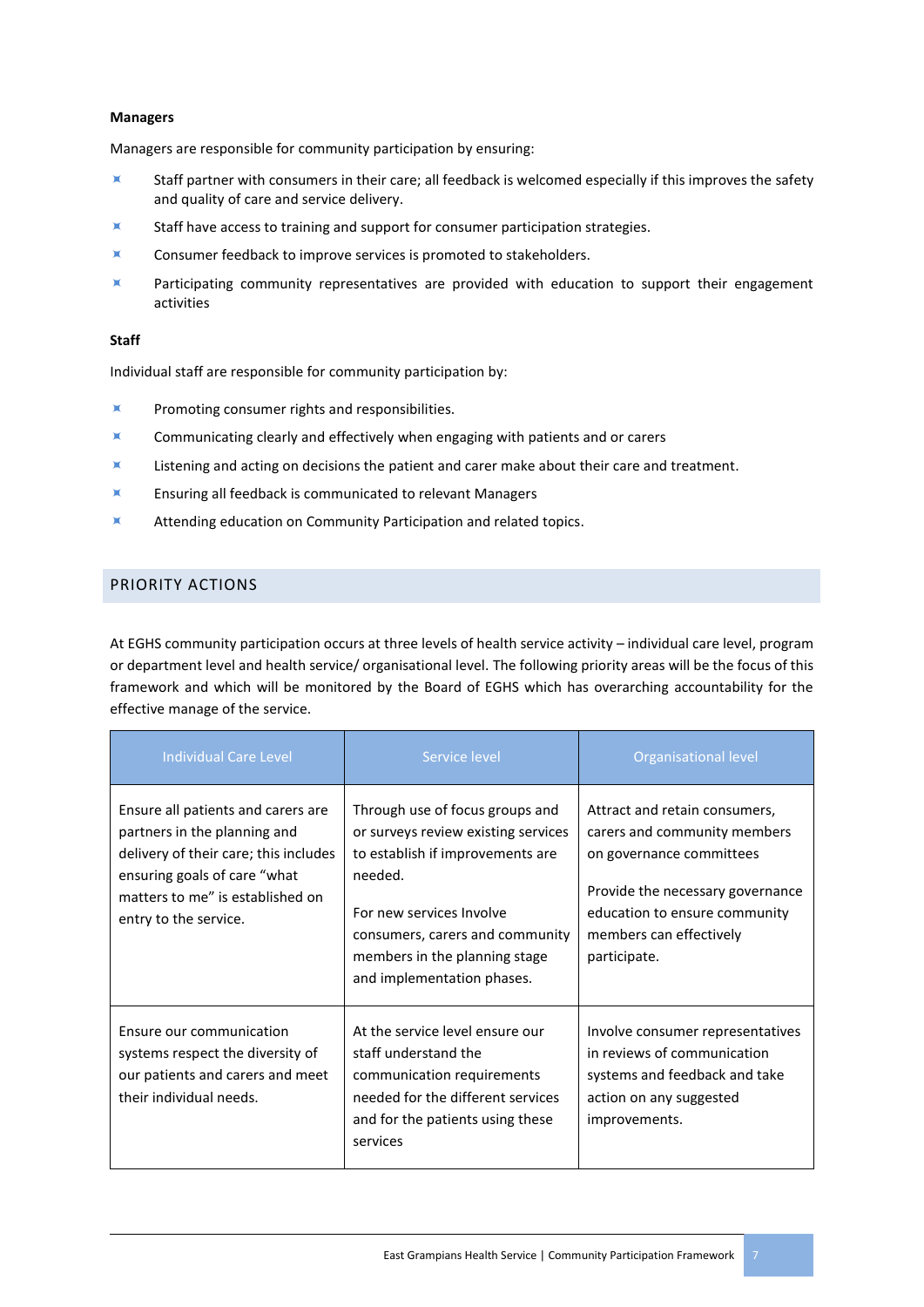### Managers

Managers are responsible for community participation by ensuring:

- Staff partner with consumers in their care; all feedback is welcomed especially if this improves the safety and quality of care and service delivery.
- Staff have access to training and support for consumer participation strategies.
- Consumer feedback to improve services is promoted to stakeholders.
- Participating community representatives are provided with education to support their engagement activities

### Staff

Individual staff are responsible for community participation by:

- Promoting consumer rights and responsibilities.
- Communicating clearly and effectively when engaging with patients and or carers
- Listening and acting on decisions the patient and carer make about their care and treatment.
- Ensuring all feedback is communicated to relevant Managers
- Attending education on Community Participation and related topics.

## PRIORITY ACTIONS

At EGHS community participation occurs at three levels of health service activity – individual care level, program or department level and health service/ organisational level. The following priority areas will be the focus of this framework and which will be monitored by the Board of EGHS which has overarching accountability for the effective manage of the service.

| Individual Care Level | Service level | Organisational level |
|---|---|---|
| Ensure all patients and carers are partners in the planning and delivery of their care; this includes ensuring goals of care "what matters to me" is established on entry to the service. | Through use of focus groups and or surveys review existing services to establish if improvements are needed.<br><br>For new services Involve consumers, carers and community members in the planning stage and implementation phases. | Attract and retain consumers, carers and community members on governance committees<br><br>Provide the necessary governance education to ensure community members can effectively participate. |
| Ensure our communication systems respect the diversity of our patients and carers and meet their individual needs. | At the service level ensure our staff understand the communication requirements needed for the different services and for the patients using these services | Involve consumer representatives in reviews of communication systems and feedback and take action on any suggested improvements. |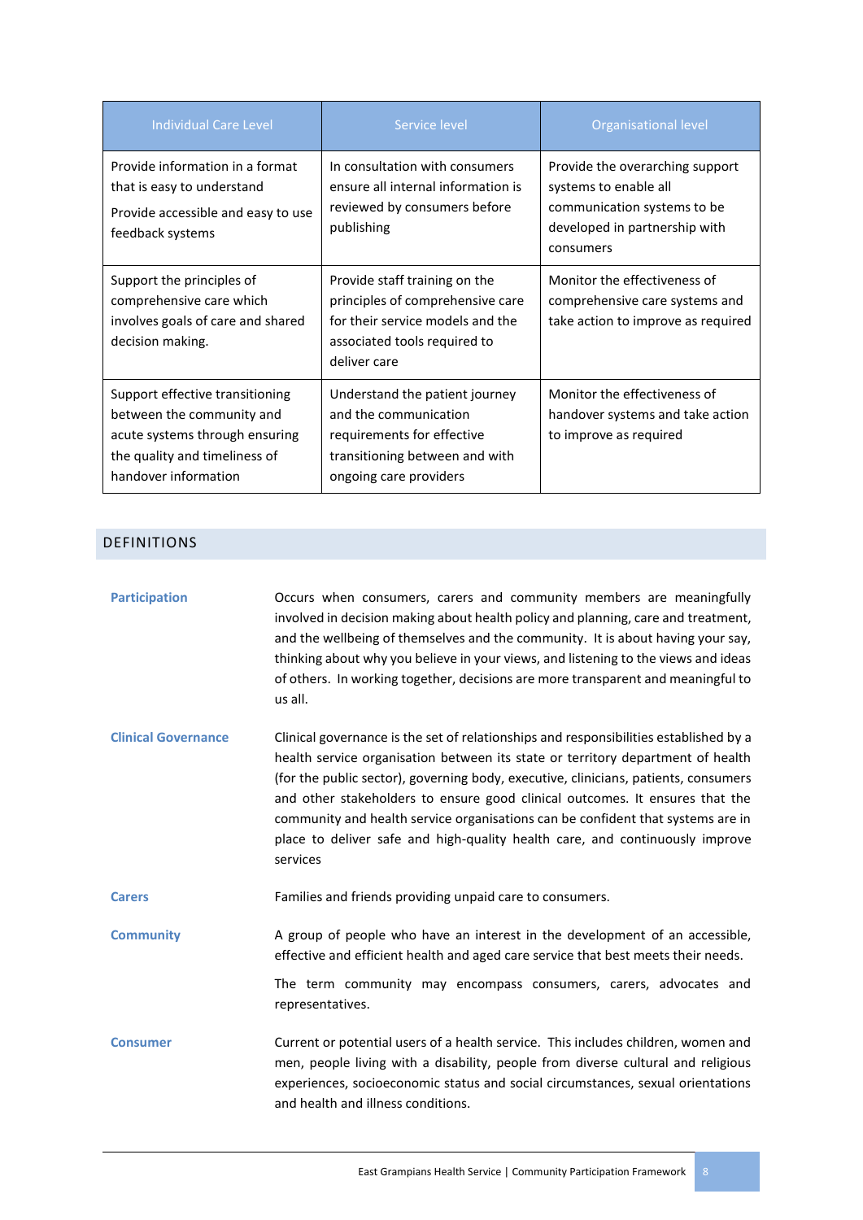| Individual Care Level | Service level | Organisational level |
|---|---|---|
| Provide information in a format that is easy to understand<br>Provide accessible and easy to use feedback systems | In consultation with consumers ensure all internal information is reviewed by consumers before publishing | Provide the overarching support systems to enable all communication systems to be developed in partnership with consumers |
| Support the principles of comprehensive care which involves goals of care and shared decision making. | Provide staff training on the principles of comprehensive care for their service models and the associated tools required to deliver care | Monitor the effectiveness of comprehensive care systems and take action to improve as required |
| Support effective transitioning between the community and acute systems through ensuring the quality and timeliness of handover information | Understand the patient journey and the communication requirements for effective transitioning between and with ongoing care providers | Monitor the effectiveness of handover systems and take action to improve as required |

## DEFINITIONS

**Participation**

Occurs when consumers, carers and community members are meaningfully involved in decision making about health policy and planning, care and treatment, and the wellbeing of themselves and the community. It is about having your say, thinking about why you believe in your views, and listening to the views and ideas of others. In working together, decisions are more transparent and meaningful to us all.

**Clinical Governance**

Clinical governance is the set of relationships and responsibilities established by a health service organisation between its state or territory department of health (for the public sector), governing body, executive, clinicians, patients, consumers and other stakeholders to ensure good clinical outcomes. It ensures that the community and health service organisations can be confident that systems are in place to deliver safe and high-quality health care, and continuously improve services

**Carers**

Families and friends providing unpaid care to consumers.

**Community**

A group of people who have an interest in the development of an accessible, effective and efficient health and aged care service that best meets their needs.

The term community may encompass consumers, carers, advocates and representatives.

**Consumer**

Current or potential users of a health service. This includes children, women and men, people living with a disability, people from diverse cultural and religious experiences, socioeconomic status and social circumstances, sexual orientations and health and illness conditions.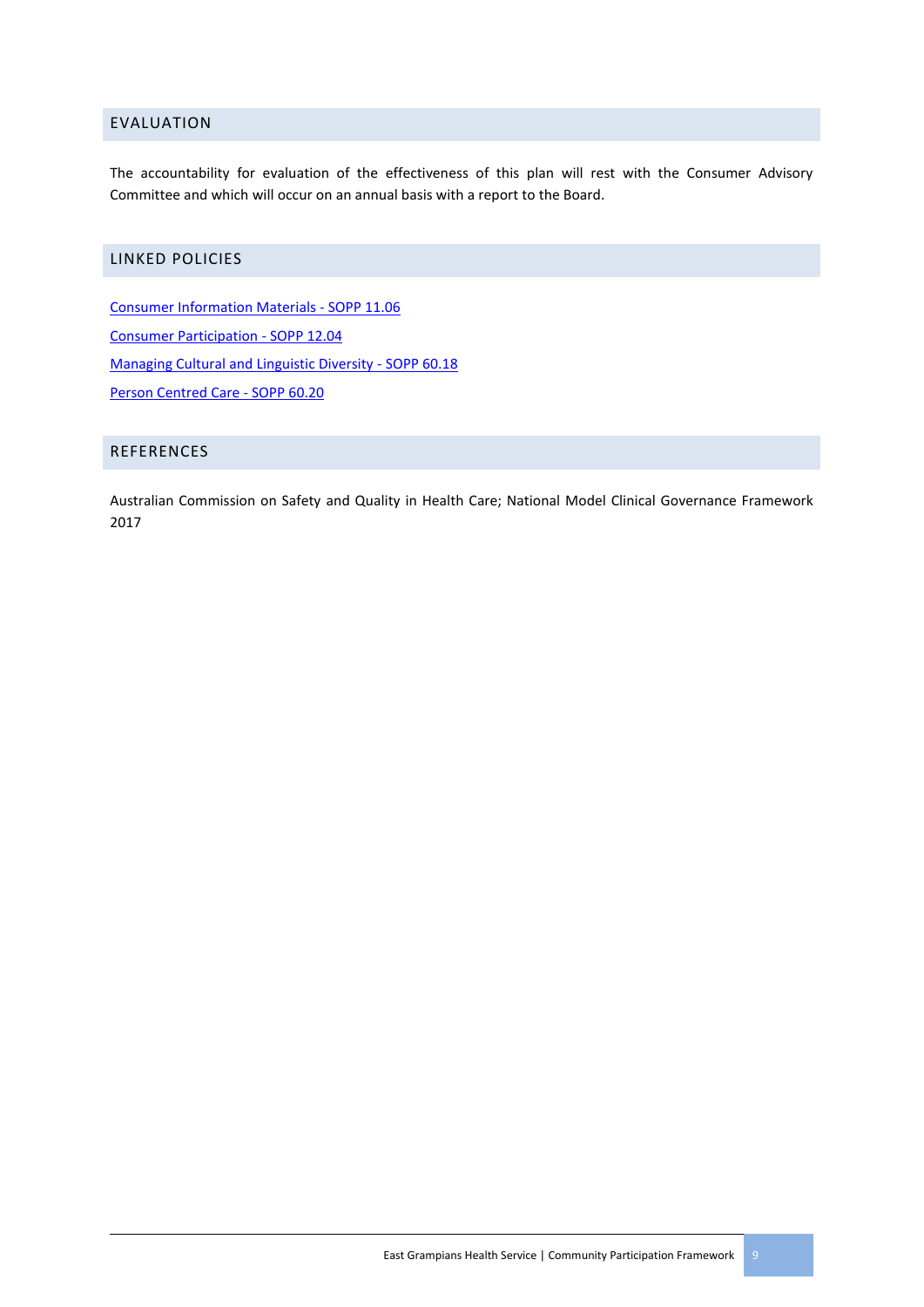## EVALUATION

The accountability for evaluation of the effectiveness of this plan will rest with the Consumer Advisory Committee and which will occur on an annual basis with a report to the Board.

## LINKED POLICIES

Consumer Information Materials - SOPP 11.06

Consumer Participation - SOPP 12.04

Managing Cultural and Linguistic Diversity - SOPP 60.18

Person Centred Care - SOPP 60.20

## REFERENCES

Australian Commission on Safety and Quality in Health Care; National Model Clinical Governance Framework 2017